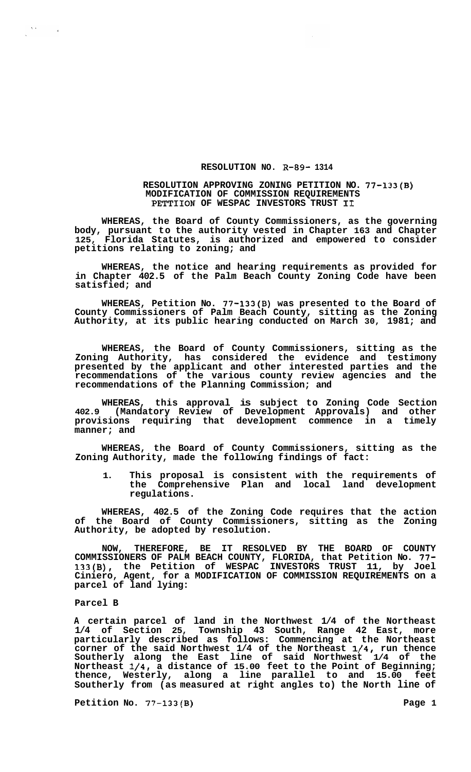# RESOLUTION NO. R-89- 1314

## RESOLUTION APPROVING ZONING PETITION NO. 77-133(B) MODIFICATION OF COMMISSION REQUIREMENTS PETTIION OF WESPAC INVESTORS TRUST II

**WHEREAS, the Board of County Commissioners, as the governing body, pursuant to the authority vested in Chapter 163 and Chapter 125, Florida Statutes, is authorized and empowered to consider petitions relating to zoning; and**

**WHEREAS, the notice and hearing requirements as provided for in Chapter 402.5 of the Palm Beach County Zoning Code have been satisfied; and**

**WHEREAS, Petition No. 77-133(B) was presented to the Board of County Commissioners of Palm Beach County, sitting as the Zoning Authority, at its public hearing conducted on March 30, 1981; and**

**WHEREAS, the Board of County Commissioners, sitting as the Zoning Authority, has considered the evidence and testimony presented by the applicant and other interested parties and the recommendations of the various county review agencies and the recommendations of the Planning Commission; and**

**WHEREAS, this approval is subject to Zoning Code Section 402.9 (Mandatory Review of Development Approvals) and other provisions requiring that development commence in a timely manner; and**

**WHEREAS, the Board of County Commissioners, sitting as the Zoning Authority, made the following findings of fact:**

1. **This proposal is consistent with the requirements of the Comprehensive Plan and local land development regulations.**

**WHEREAS, 402.5 of the Zoning Code requires that the action of the Board of County Commissioners, sitting as the Zoning Authority, be adopted by resolution.**

**NOW, THEREFORE, BE IT RESOLVED BY THE BOARD OF COUNTY COMMISSIONERS OF PALM BEACH COUNTY, FLORIDA, that Petition No. 77-133(B), the Petition of WESPAC INVESTORS TRUST 11, by Joel Giniero, Agent, for a MODIFICATION OF COMMISSION REQUIREMENTS on a parcel of land lying:**

**Parcel B**

**A certain parcel of land in the Northwest 1/4 of the Northeast 1/4 of Section 25, Township 43 South, Range 42 East, more particularly described as follows: Commencing at the Northeast corner of the said Northwest 1/4 of the Northeast 1/4, run thence Southerly along the East line of said Northwest 1/4 of the Northeast 1/4, a distance of 15.00 feet to the Point of Beginning; thence, Westerly, along a line parallel to and 15.00 feet Southerly from (as measured at right angles to) the North line of**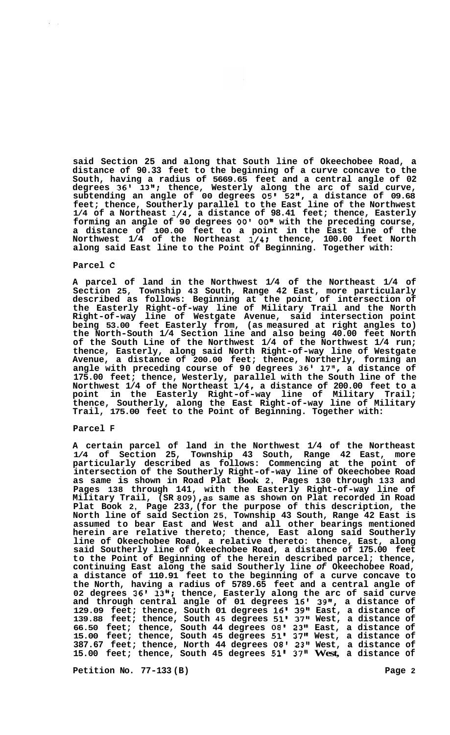**said Section 25 and along that South line of Okeechobee Road, a distance of 90.33 feet to the beginning of a curve concave to the South, having a radius of 5669.65 feet and a central angle of 02 degrees 36' 13"; thence, Westerly along the arc of said curve, subtending an angle of 00 degrees 05' 52", a distance of 09.68 feet; thence, Southerly parallel to the East line of the Northwest 1/4 of a Northeast 1/4, a distance of 98.41 feet; thence, Easterly forming an angle of 90 degrees 00' 00" with the preceding course, a distance of 100.00 feet to a point in the East line of the Northwest 1/4 of the Northeast 1/4; thence, 100.00 feet North along said East line to the Point of Beginning. Together with:**

**Parcel C**

**A parcel of land in the Northwest 1/4 of the Northeast 1/4 of Section 25, Township 43 South, Range 42 East, more particularly described as follows: Beginning at the point of intersection of the Easterly Right-of-way line of Military Trail and the North Right-of-way line of Westgate Avenue, said intersection point being 53.00 feet Easterly from, (as measured at right angles to) the North-South 1/4 Section line and also being 40.00 feet North of the South Line of the Northwest 1/4 of the Northwest 1/4 run; thence, Easterly, along said North Right-of-way line of Westgate Avenue, a distance of 200.00 feet; thence, Northerly, forming an angle with preceding course of 90 degrees 36' 17", a distance of 175.00 feet; thence, Westerly, parallel with the South line of the Northwest 1/4 of the Northeast 1/4, a distance of 200.00 feet to a point in the Easterly Right-of-way line of Military Trail; thence, Southerly, along the East Right-of-way line of Military Trail, 175.00 feet to the Point of Beginning. Together with:**

**Parcel F**

**A certain parcel of land in the Northwest 1/4 of the Northeast 1/4 of Section 25, Township 43 South, Range 42 East, more particularly described as follows: Commencing at the point of intersection of the Southerly Right-of-way line of Okeechobee Road as same is shown in Road Plat Book 2, Pages 130 through 133 and Pages 138 through 141, with the Easterly Right-of-way line of Military Trail, (SR 809), as same as shown on Plat recorded in Road Plat Book 2, Page 233, (for the purpose of this description, the North line of said Section 25, Township 43 South, Range 42 East is assumed to bear East and West and all other bearings mentioned herein are relative thereto; thence, East along said Southerly line of Okeechobee Road, a relative thereto: thence, East, along said Southerly line of Okeechobee Road, a distance of 175.00 feet to the Point of Beginning of the herein described parcel; thence, continuing East along the said Southerly line of Okeechobee Road, a distance of 110.91 feet to the beginning of a curve concave to the North, having a radius of 5789.65 feet and a central angle of 02 degrees 36' 13"; thence, Easterly along the arc of said curve and through central angle of 01 degrees 16' 39", a distance of 129.09 feet; thence, South 01 degrees 16' 39" East, a distance of 139.88 feet; thence, South 45 degrees 51' 37" West, a distance of 66.50 feet; thence, South 44 degrees 08' 23" East, a distance of 15.00 feet; thence, South 45 degrees 51' 37" West, a distance of 387.67 feet; thence, North 44 degrees 08' 23" West, a distance of 15.00 feet; thence, South 45 degrees 51' 37" West, a distance of**

**Petition No. 77-133 (B)**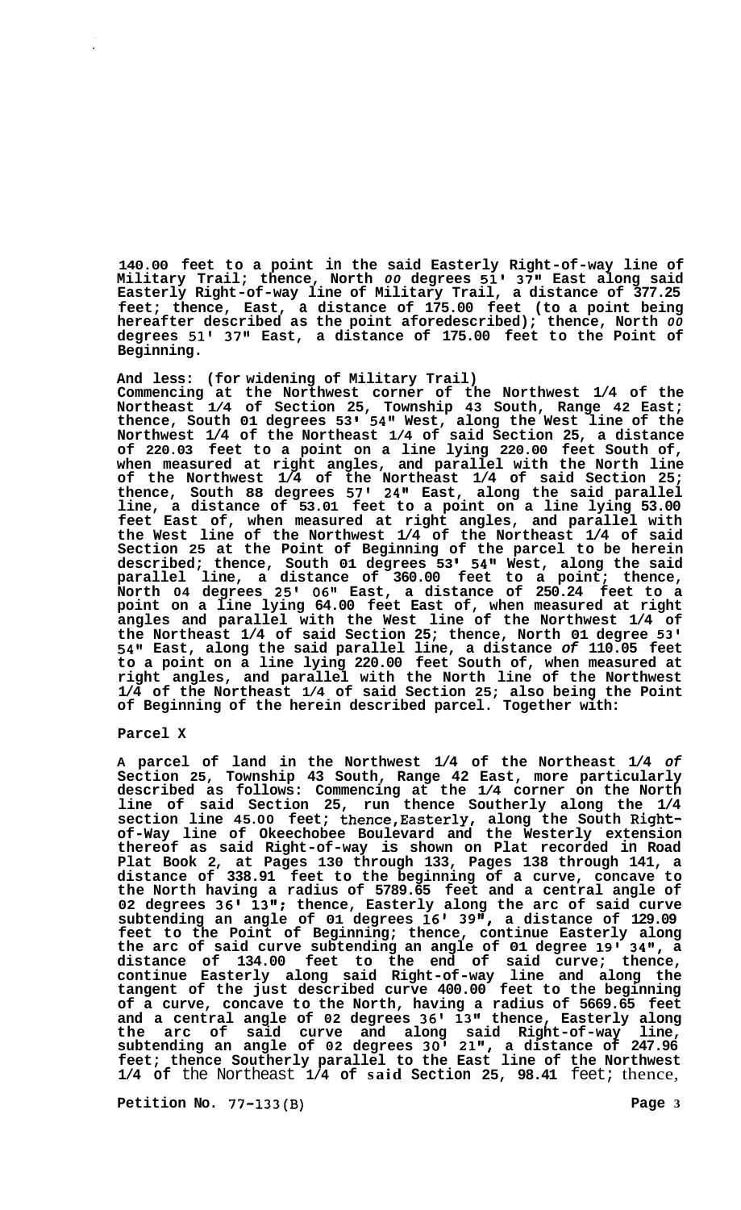140.00 feet to a point in the said Easterly Right-of-way line of Military Trail; thence, North 00 degrees 51' 37" East along said Easterly Right-of-way line of Military Trail, a distance of 377.25 feet; thence, East, a distance of 175.00 feet (to a point being hereafter described as the point aforedescribed); thence, North 00 degrees 51' 37" East, a distance of 175.00 feet to the Point of Beginning.

And less: (for widening of Military Trail)
Commencing at the Northwest corner of the Northwest 1/4 of the Northeast 1/4 of Section 25, Township 43 South, Range 42 East; thence, South 01 degrees 53' 54" West, along the West line of the Northwest 1/4 of the Northeast 1/4 of said Section 25, a distance of 220.03 feet to a point on a line lying 220.00 feet South of, when measured at right angles, and parallel with the North line of the Northwest 1/4 of the Northeast 1/4 of said Section 25; thence, South 88 degrees 57' 24" East, along the said parallel line, a distance of 53.01 feet to a point on a line lying 53.00 feet East of, when measured at right angles, and parallel with the West line of the Northwest 1/4 of the Northeast 1/4 of said Section 25 at the Point of Beginning of the parcel to be herein described; thence, South 01 degrees 53' 54" West, along the said parallel line, a distance of 360.00 feet to a point; thence, North 04 degrees 25' 06" East, a distance of 250.24 feet to a point on a line lying 64.00 feet East of, when measured at right angles and parallel with the West line of the Northwest 1/4 of the Northeast 1/4 of said Section 25; thence, North 01 degree 53' 54" East, along the said parallel line, a distance of 110.05 feet to a point on a line lying 220.00 feet South of, when measured at right angles, and parallel with the North line of the Northwest 1/4 of the Northeast 1/4 of said Section 25; also being the Point of Beginning of the herein described parcel. Together with:

Parcel X

A parcel of land in the Northwest 1/4 of the Northeast 1/4 of Section 25, Township 43 South, Range 42 East, more particularly described as follows: Commencing at the 1/4 corner on the North line of said Section 25, run thence Southerly along the 1/4 section line 45.00 feet; thence, Easterly, along the South Right-of-Way line of Okeechobee Boulevard and the Westerly extension thereof as said Right-of-way is shown on Plat recorded in Road Plat Book 2, at Pages 130 through 133, Pages 138 through 141, a distance of 338.91 feet to the beginning of a curve, concave to the North having a radius of 5789.65 feet and a central angle of 02 degrees 36' 13"; thence, Easterly along the arc of said curve subtending an angle of 01 degrees 16' 39", a distance of 129.09 feet to the Point of Beginning; thence, continue Easterly along the arc of said curve subtending an angle of 01 degree 19' 34", a distance of 134.00 feet to the end of said curve; thence, continue Easterly along said Right-of-way line and along the tangent of the just described curve 400.00 feet to the beginning of a curve, concave to the North, having a radius of 5669.65 feet and a central angle of 02 degrees 36' 13" thence, Easterly along the arc of said curve and along said Right-of-way line, subtending an angle of 02 degrees 30' 21", a distance of 247.96 feet; thence Southerly parallel to the East line of the Northwest 1/4 of the Northeast 1/4 of said Section 25, 98.41 feet; thence,

Petition No. 77-133(B)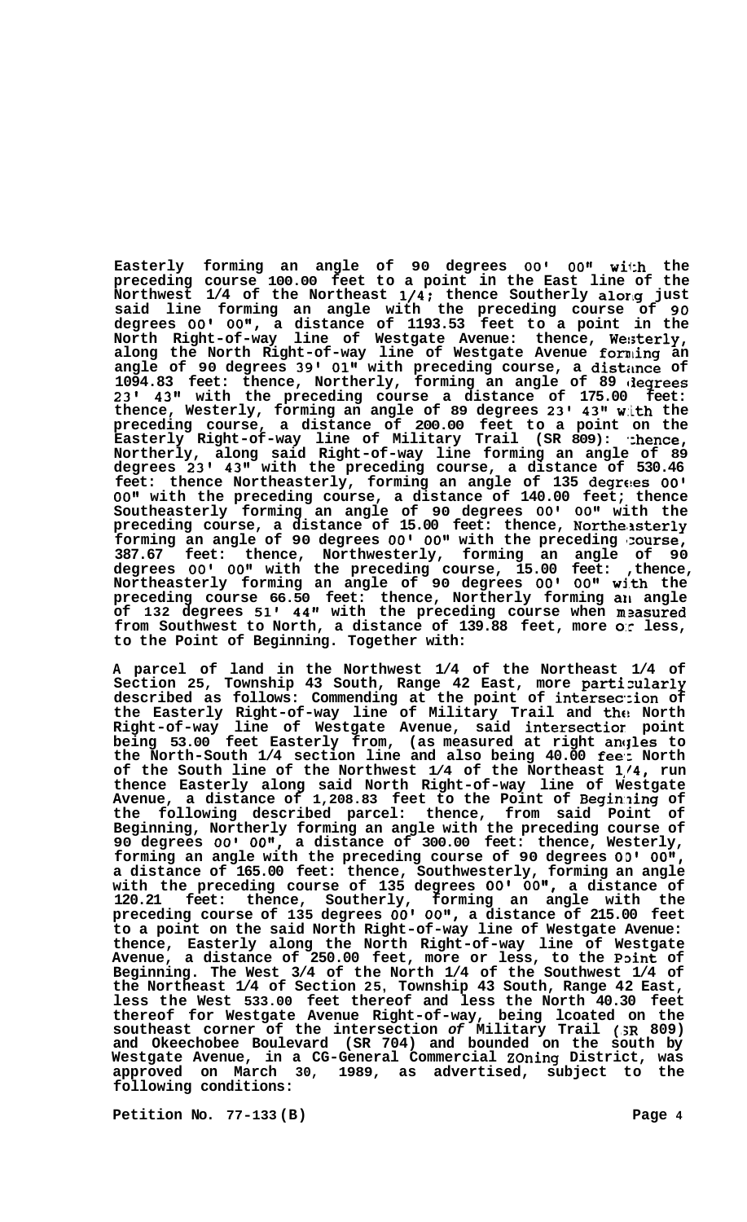**Easterly forming an angle of 90 degrees 00' 00" with the preceding course 100.00 feet to a point in the East line of the Northwest 1/4 of the Northeast 1/4; thence Southerly along just said line forming an angle with the preceding course of 90 degrees 00' 00", a distance of 1193.53 feet to a point in the North Right-of-way line of Westgate Avenue: thence, Westerly, along the North Right-of-way line of Westgate Avenue forming an angle of 90 degrees 39' 01" with preceding course, a distance of 1094.83 feet: thence, Northerly, forming an angle of 89 degrees 23' 43" with the preceding course a distance of 175.00 feet: thence, Westerly, forming an angle of 89 degrees 23' 43" with the preceding course, a distance of 200.00 feet to a point on the Easterly Right-of-way line of Military Trail (SR 809): thence, Northerly, along said Right-of-way line forming an angle of 89 degrees 23' 43" with the preceding course, a distance of 530.46 feet: thence Northeasterly, forming an angle of 135 degrees 00' 00" with the preceding course, a distance of 140.00 feet; thence Southeasterly forming an angle of 90 degrees 00' 00" with the preceding course, a distance of 15.00 feet: thence, Northeasterly forming an angle of 90 degrees 00' 00" with the preceding course, 387.67 feet: thence, Northwesterly, forming an angle of 90 degrees 00' 00" with the preceding course, 15.00 feet: ,thence, Northeasterly forming an angle of 90 degrees 00' 00" with the preceding course 66.50 feet: thence, Northerly forming an angle of 132 degrees 51' 44" with the preceding course when measured from Southwest to North, a distance of 139.88 feet, more or less, to the Point of Beginning. Together with:**

**A parcel of land in the Northwest 1/4 of the Northeast 1/4 of Section 25, Township 43 South, Range 42 East, more particularly described as follows: Commending at the point of intersection of the Easterly Right-of-way line of Military Trail and the North Right-of-way line of Westgate Avenue, said intersection point being 53.00 feet Easterly from, (as measured at right angles to the North-South 1/4 section line and also being 40.00 feet North of the South line of the Northwest 1/4 of the Northeast 1/4, run thence Easterly along said North Right-of-way line of Westgate Avenue, a distance of 1,208.83 feet to the Point of Beginning of the following described parcel: thence, from said Point of Beginning, Northerly forming an angle with the preceding course of 90 degrees 00' 00", a distance of 300.00 feet: thence, Westerly, forming an angle with the preceding course of 90 degrees 00' 00", a distance of 165.00 feet: thence, Southwesterly, forming an angle with the preceding course of 135 degrees 00' 00", a distance of 120.21 feet: thence, Southerly, forming an angle with the preceding course of 135 degrees 00' 00", a distance of 215.00 feet to a point on the said North Right-of-way line of Westgate Avenue: thence, Easterly along the North Right-of-way line of Westgate Avenue, a distance of 250.00 feet, more or less, to the Point of Beginning. The West 3/4 of the North 1/4 of the Southwest 1/4 of the Northeast 1/4 of Section 25, Township 43 South, Range 42 East, less the West 533.00 feet thereof and less the North 40.30 feet thereof for Westgate Avenue Right-of-way, being lcoated on the southeast corner of the intersection of Military Trail (SR 809) and Okeechobee Boulevard (SR 704) and bounded on the south by Westgate Avenue, in a CG-General Commercial Zoning District, was approved on March 30, 1989, as advertised, subject to the following conditions:**

**Petition No. 77-133(B)**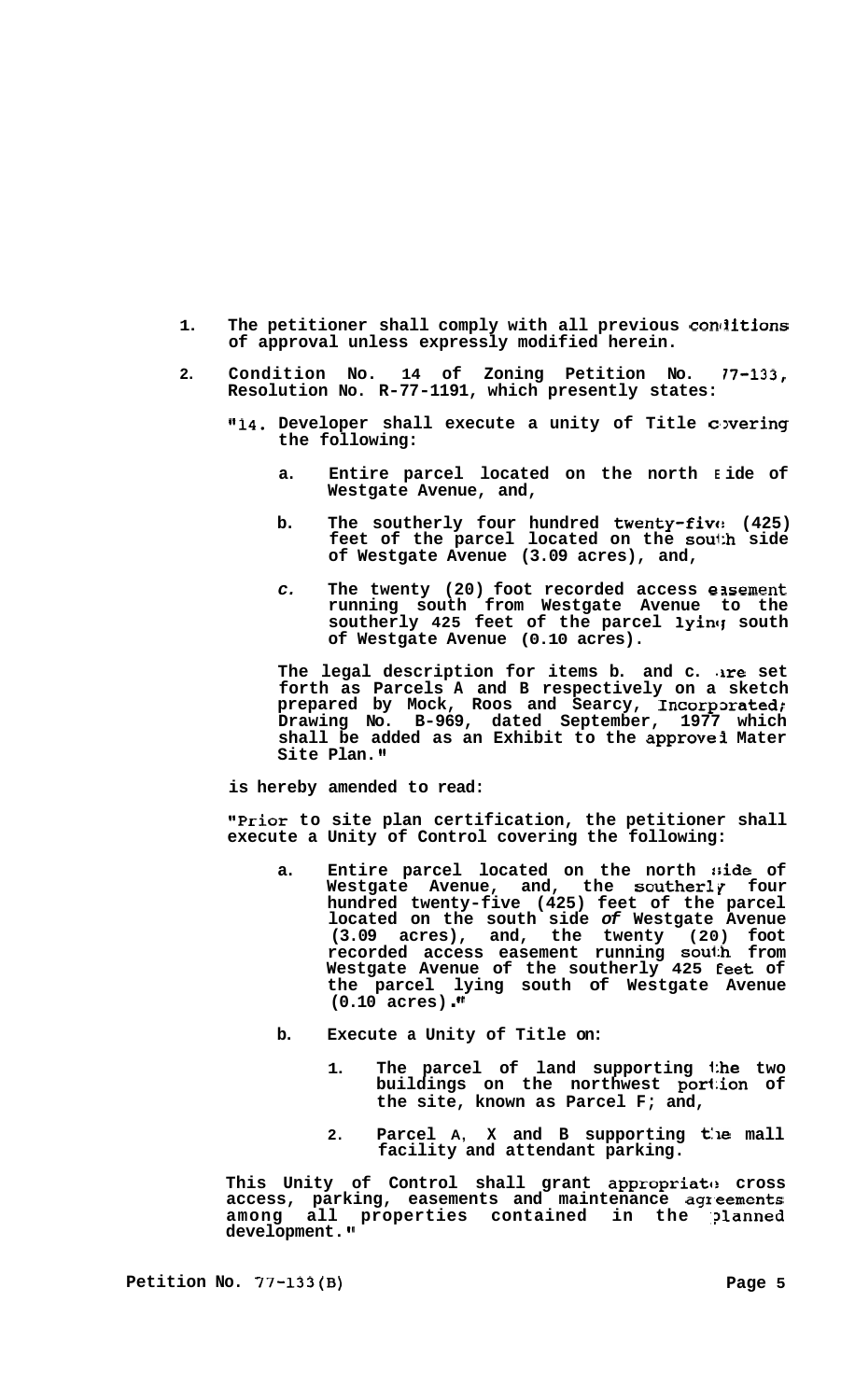1. **The petitioner shall comply with all previous conditions of approval unless expressly modified herein.**

2. **Condition No. 14 of Zoning Petition No. 77-133, Resolution No. R-77-1191, which presently states:**

   **"14. Developer shall execute a unity of Title covering the following:**

   **a. Entire parcel located on the north side of Westgate Avenue, and,**

   **b. The southerly four hundred twenty-five (425) feet of the parcel located on the south side of Westgate Avenue (3.09 acres), and,**

   ***c.* The twenty (20) foot recorded access easement running south from Westgate Avenue to the southerly 425 feet of the parcel lying south of Westgate Avenue (0.10 acres).**

   **The legal description for items b. and c. are set forth as Parcels A and B respectively on a sketch prepared by Mock, Roos and Searcy, Incorporated; Drawing No. B-969, dated September, 1977 which shall be added as an Exhibit to the approved Mater Site Plan."**

   **is hereby amended to read:**

   **"Prior to site plan certification, the petitioner shall execute a Unity of Control covering the following:**

   **a. Entire parcel located on the north side of Westgate Avenue, and, the southerly four hundred twenty-five (425) feet of the parcel located on the south side *of* Westgate Avenue (3.09 acres), and, the twenty (20) foot recorded access easement running south from Westgate Avenue of the southerly 425 feet of the parcel lying south of Westgate Avenue (0.10 acres)."**

   **b. Execute a Unity of Title on:**

   **1. The parcel of land supporting the two buildings on the northwest portion of the site, known as Parcel F; and,**

   **2. Parcel A, X and B supporting the mall facility and attendant parking.**

   **This Unity of Control shall grant appropriate cross access, parking, easements and maintenance agreements among all properties contained in the planned development."**

**Petition No. 77-133(B)**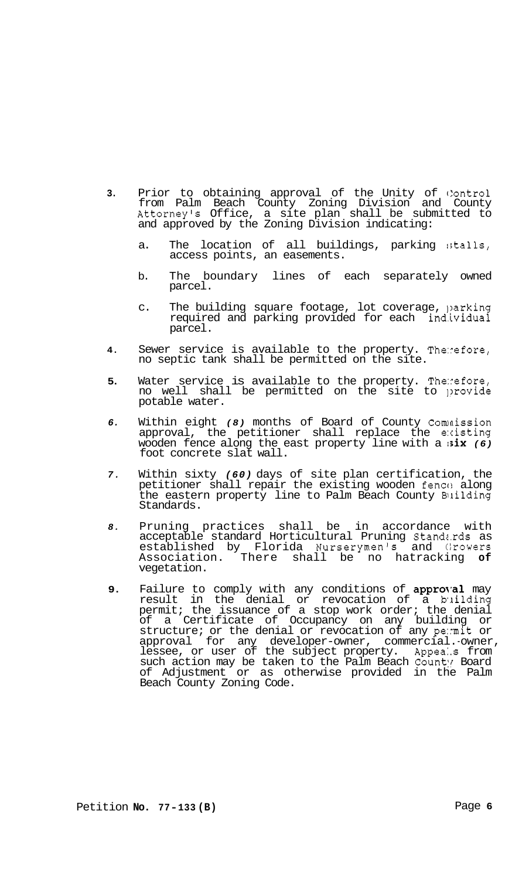3. Prior to obtaining approval of the Unity of Control from Palm Beach County Zoning Division and County Attorney's Office, a site plan shall be submitted to and approved by the Zoning Division indicating:

   a. The location of all buildings, parking stalls, access points, an easements.

   b. The boundary lines of each separately owned parcel.

   c. The building square footage, lot coverage, parking required and parking provided for each individual parcel.

4. Sewer service is available to the property. Therefore, no septic tank shall be permitted on the site.

5. Water service is available to the property. Therefore, no well shall be permitted on the site to provide potable water.

6. Within eight *(8)* months of Board of County Commission approval, the petitioner shall replace the existing wooden fence along the east property line with a **six** *(6)* foot concrete slat wall.

7. Within sixty *(60)* days of site plan certification, the petitioner shall repair the existing wooden fence along the eastern property line to Palm Beach County Building Standards.

8. Pruning practices shall be in accordance with acceptable standard Horticultural Pruning Standards as established by Florida Nurserymen's and Growers Association. There shall be no hatracking **of** vegetation.

9. Failure to comply with any conditions of **approval** may result in the denial or revocation of a building permit; the issuance of a stop work order; the denial of a Certificate of Occupancy on any building or structure; or the denial or revocation of any permit or approval for any developer-owner, commercial-owner, lessee, or user of the subject property. Appeals from such action may be taken to the Palm Beach County Board of Adjustment or as otherwise provided in the Palm Beach County Zoning Code.

Petition **No. 77-133 (B)**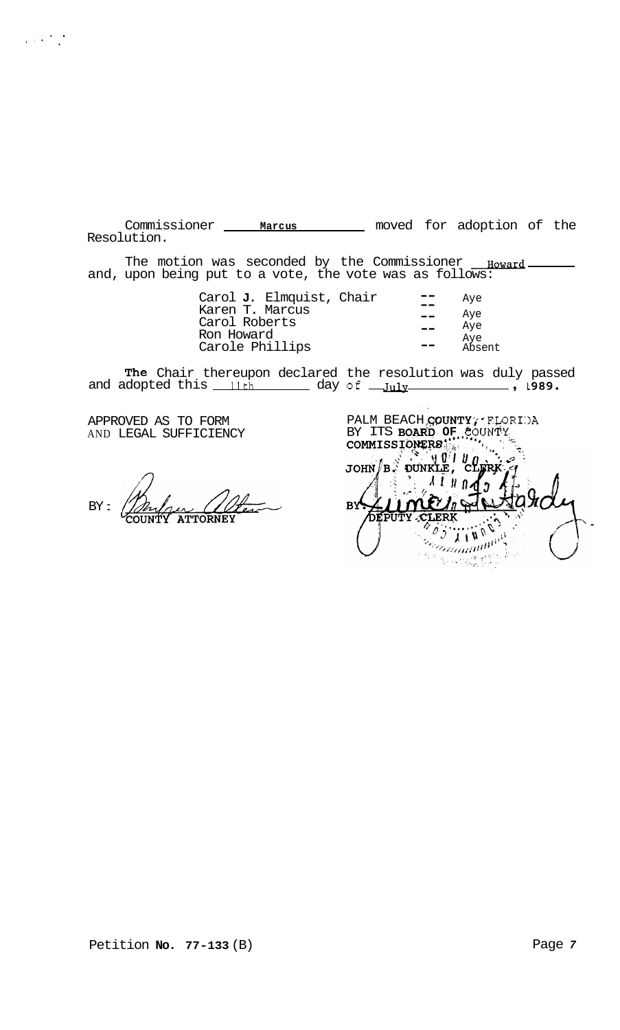Commissioner Marcus moved for adoption of the Resolution.

The motion was seconded by the Commissioner Howard and, upon being put to a vote, the vote was as follows:

| | | |
|---|---|---|
| Carol J. Elmquist, Chair | -- | Aye |
| Karen T. Marcus | -- | Aye |
| Carol Roberts | -- | Aye |
| Ron Howard | -- | Aye |
| Carole Phillips | -- | Absent |

The Chair thereupon declared the resolution was duly passed and adopted this 11th day of July, 1989.

APPROVED AS TO FORM AND LEGAL SUFFICIENCY

BY: COUNTY ATTORNEY

PALM BEACH COUNTY, FLORIDA BY ITS BOARD OF COUNTY COMMISSIONERS

JOHN B. DUNKLE, CLERK

BY: DEPUTY CLERK

Petition No. 77-133 (B)